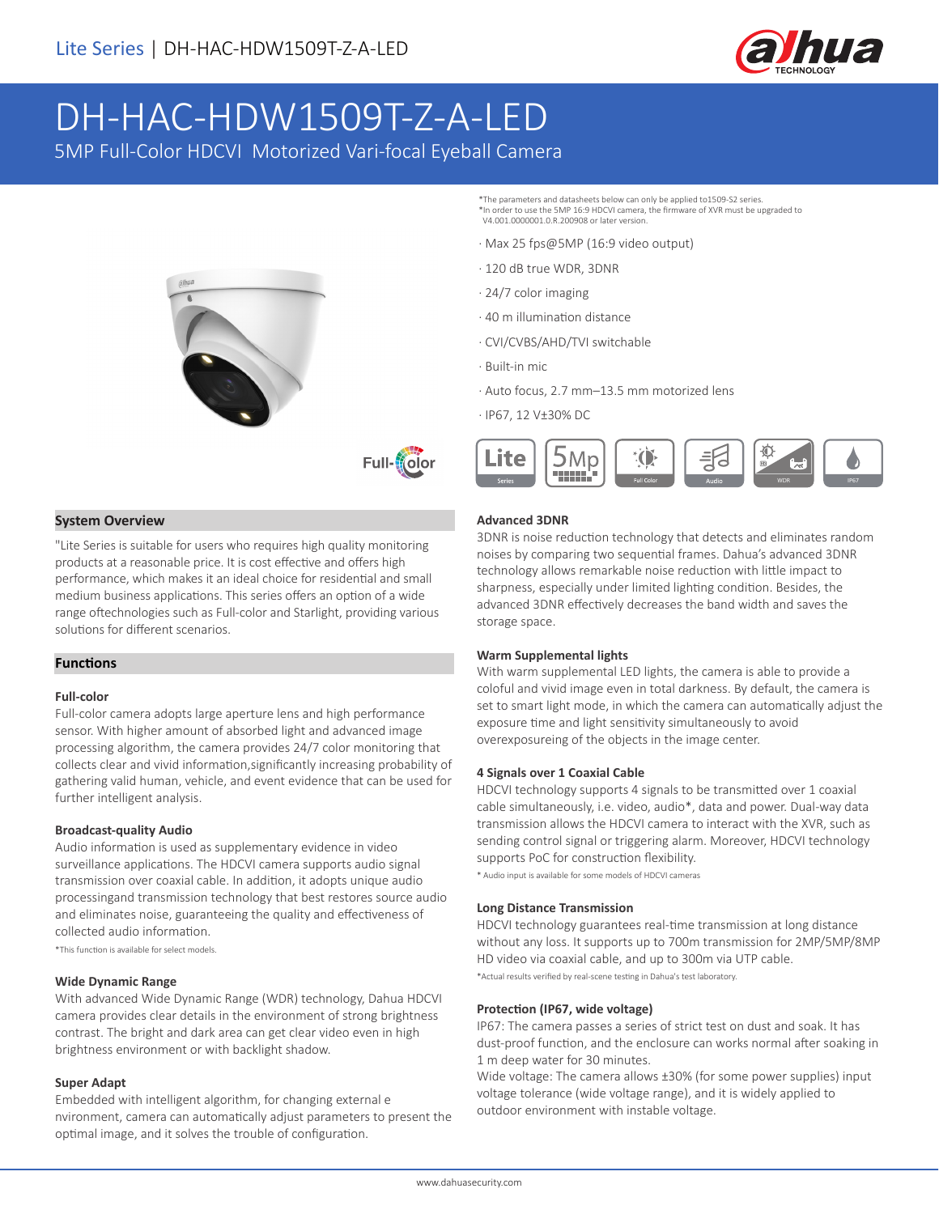# DH-HAC-HDW1509T-Z-A-LED

5MP Full-Color HDCVI Motorized Vari-focal Eyeball Camera

*The parameters and datasheets below can only be applied to1509-S2 series.
*In order to use the 5MP 16:9 HDCVI camera, the firmware of XVR must be upgraded to V4.001.0000001.0.R.200908 or later version.

- Max 25 fps@5MP (16:9 video output)
- 120 dB true WDR, 3DNR
- 24/7 color imaging
- 40 m illumination distance
- CVI/CVBS/AHD/TVI switchable
- Built-in mic
- Auto focus, 2.7 mm–13.5 mm motorized lens
- IP67, 12 V±30% DC

## System Overview

"Lite Series is suitable for users who requires high quality monitoring products at a reasonable price. It is cost effective and offers high performance, which makes it an ideal choice for residential and small medium business applications. This series offers an option of a wide range oftechnologies such as Full-color and Starlight, providing various solutions for different scenarios.

## Functions

### Full-color

Full-color camera adopts large aperture lens and high performance sensor. With higher amount of absorbed light and advanced image processing algorithm, the camera provides 24/7 color monitoring that collects clear and vivid information,significantly increasing probability of gathering valid human, vehicle, and event evidence that can be used for further intelligent analysis.

### Broadcast-quality Audio

Audio information is used as supplementary evidence in video surveillance applications. The HDCVI camera supports audio signal transmission over coaxial cable. In addition, it adopts unique audio processingand transmission technology that best restores source audio and eliminates noise, guaranteeing the quality and effectiveness of collected audio information.

*This function is available for select models.

### Wide Dynamic Range

With advanced Wide Dynamic Range (WDR) technology, Dahua HDCVI camera provides clear details in the environment of strong brightness contrast. The bright and dark area can get clear video even in high brightness environment or with backlight shadow.

### Super Adapt

Embedded with intelligent algorithm, for changing external e nvironment, camera can automatically adjust parameters to present the optimal image, and it solves the trouble of configuration.

### Advanced 3DNR

3DNR is noise reduction technology that detects and eliminates random noises by comparing two sequential frames. Dahua's advanced 3DNR technology allows remarkable noise reduction with little impact to sharpness, especially under limited lighting condition. Besides, the advanced 3DNR effectively decreases the band width and saves the storage space.

### Warm Supplemental lights

With warm supplemental LED lights, the camera is able to provide a coloful and vivid image even in total darkness. By default, the camera is set to smart light mode, in which the camera can automatically adjust the exposure time and light sensitivity simultaneously to avoid overexposureing of the objects in the image center.

### 4 Signals over 1 Coaxial Cable

HDCVI technology supports 4 signals to be transmitted over 1 coaxial cable simultaneously, i.e. video, audio*, data and power. Dual-way data transmission allows the HDCVI camera to interact with the XVR, such as sending control signal or triggering alarm. Moreover, HDCVI technology supports PoC for construction flexibility.

* Audio input is available for some models of HDCVI cameras

### Long Distance Transmission

HDCVI technology guarantees real-time transmission at long distance without any loss. It supports up to 700m transmission for 2MP/5MP/8MP HD video via coaxial cable, and up to 300m via UTP cable.

*Actual results verified by real-scene testing in Dahua's test laboratory.

### Protection (IP67, wide voltage)

IP67: The camera passes a series of strict test on dust and soak. It has dust-proof function, and the enclosure can works normal after soaking in 1 m deep water for 30 minutes.

Wide voltage: The camera allows ±30% (for some power supplies) input voltage tolerance (wide voltage range), and it is widely applied to outdoor environment with instable voltage.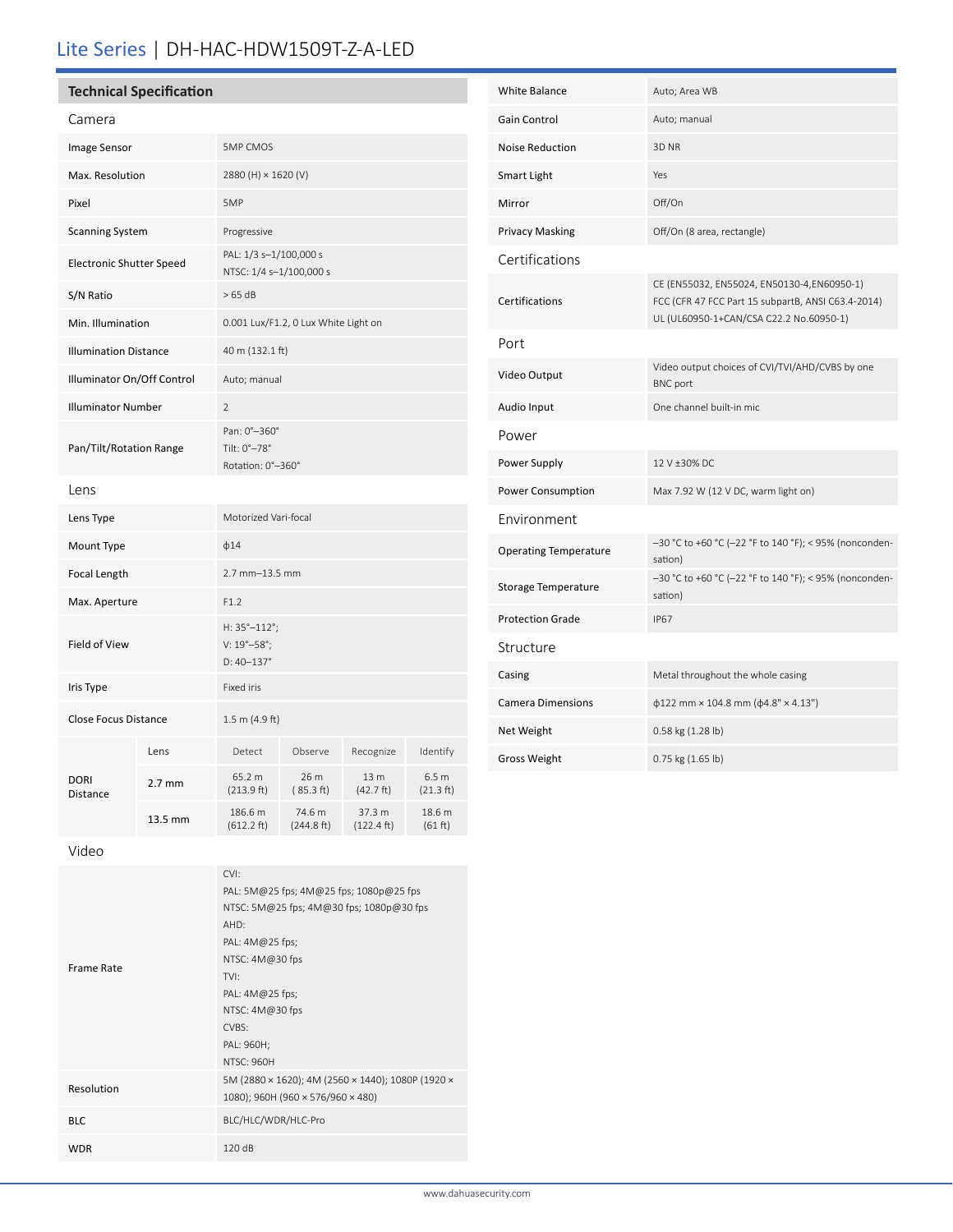# Lite Series | DH-HAC-HDW1509T-Z-A-LED

## Technical Specification

### Camera

| | |
|---|---|
| Image Sensor | 5MP CMOS |
| Max. Resolution | 2880 (H) × 1620 (V) |
| Pixel | 5MP |
| Scanning System | Progressive |
| Electronic Shutter Speed | PAL: 1/3 s–1/100,000 s<br>NTSC: 1/4 s–1/100,000 s |
| S/N Ratio | > 65 dB |
| Min. Illumination | 0.001 Lux/F1.2, 0 Lux White Light on |
| Illumination Distance | 40 m (132.1 ft) |
| Illuminator On/Off Control | Auto; manual |
| Illuminator Number | 2 |
| Pan/Tilt/Rotation Range | Pan: 0°–360°<br>Tilt: 0°–78°<br>Rotation: 0°–360° |

### Lens

| | |
|---|---|
| Lens Type | Motorized Vari-focal |
| Mount Type | ϕ14 |
| Focal Length | 2.7 mm–13.5 mm |
| Max. Aperture | F1.2 |
| Field of View | H: 35°–112°;<br>V: 19°–58°;<br>D: 40–137° |
| Iris Type | Fixed iris |
| Close Focus Distance | 1.5 m (4.9 ft) |

| DORI Distance | Lens | Detect | Observe | Recognize | Identify |
|---|---|---|---|---|---|
| | 2.7 mm | 65.2 m (213.9 ft) | 26 m ( 85.3 ft) | 13 m (42.7 ft) | 6.5 m (21.3 ft) |
| | 13.5 mm | 186.6 m (612.2 ft) | 74.6 m (244.8 ft) | 37.3 m (122.4 ft) | 18.6 m (61 ft) |

### Video

| | |
|---|---|
| Frame Rate | CVI:<br>PAL: 5M@25 fps; 4M@25 fps; 1080p@25 fps<br>NTSC: 5M@25 fps; 4M@30 fps; 1080p@30 fps<br>AHD:<br>PAL: 4M@25 fps;<br>NTSC: 4M@30 fps<br>TVI:<br>PAL: 4M@25 fps;<br>NTSC: 4M@30 fps<br>CVBS:<br>PAL: 960H;<br>NTSC: 960H |
| Resolution | 5M (2880 × 1620); 4M (2560 × 1440); 1080P (1920 × 1080); 960H (960 × 576/960 × 480) |
| BLC | BLC/HLC/WDR/HLC-Pro |
| WDR | 120 dB |
| White Balance | Auto; Area WB |
| Gain Control | Auto; manual |
| Noise Reduction | 3D NR |
| Smart Light | Yes |
| Mirror | Off/On |
| Privacy Masking | Off/On (8 area, rectangle) |

### Certifications

| | |
|---|---|
| Certifications | CE (EN55032, EN55024, EN50130-4,EN60950-1)<br>FCC (CFR 47 FCC Part 15 subpartB, ANSI C63.4-2014)<br>UL (UL60950-1+CAN/CSA C22.2 No.60950-1) |

### Port

| | |
|---|---|
| Video Output | Video output choices of CVI/TVI/AHD/CVBS by one BNC port |
| Audio Input | One channel built-in mic |

### Power

| | |
|---|---|
| Power Supply | 12 V ±30% DC |
| Power Consumption | Max 7.92 W (12 V DC, warm light on) |

### Environment

| | |
|---|---|
| Operating Temperature | –30 °C to +60 °C (–22 °F to 140 °F); < 95% (noncondensation) |
| Storage Temperature | –30 °C to +60 °C (–22 °F to 140 °F); < 95% (noncondensation) |
| Protection Grade | IP67 |

### Structure

| | |
|---|---|
| Casing | Metal throughout the whole casing |
| Camera Dimensions | ϕ122 mm × 104.8 mm (ϕ4.8" × 4.13") |
| Net Weight | 0.58 kg (1.28 lb) |
| Gross Weight | 0.75 kg (1.65 lb) |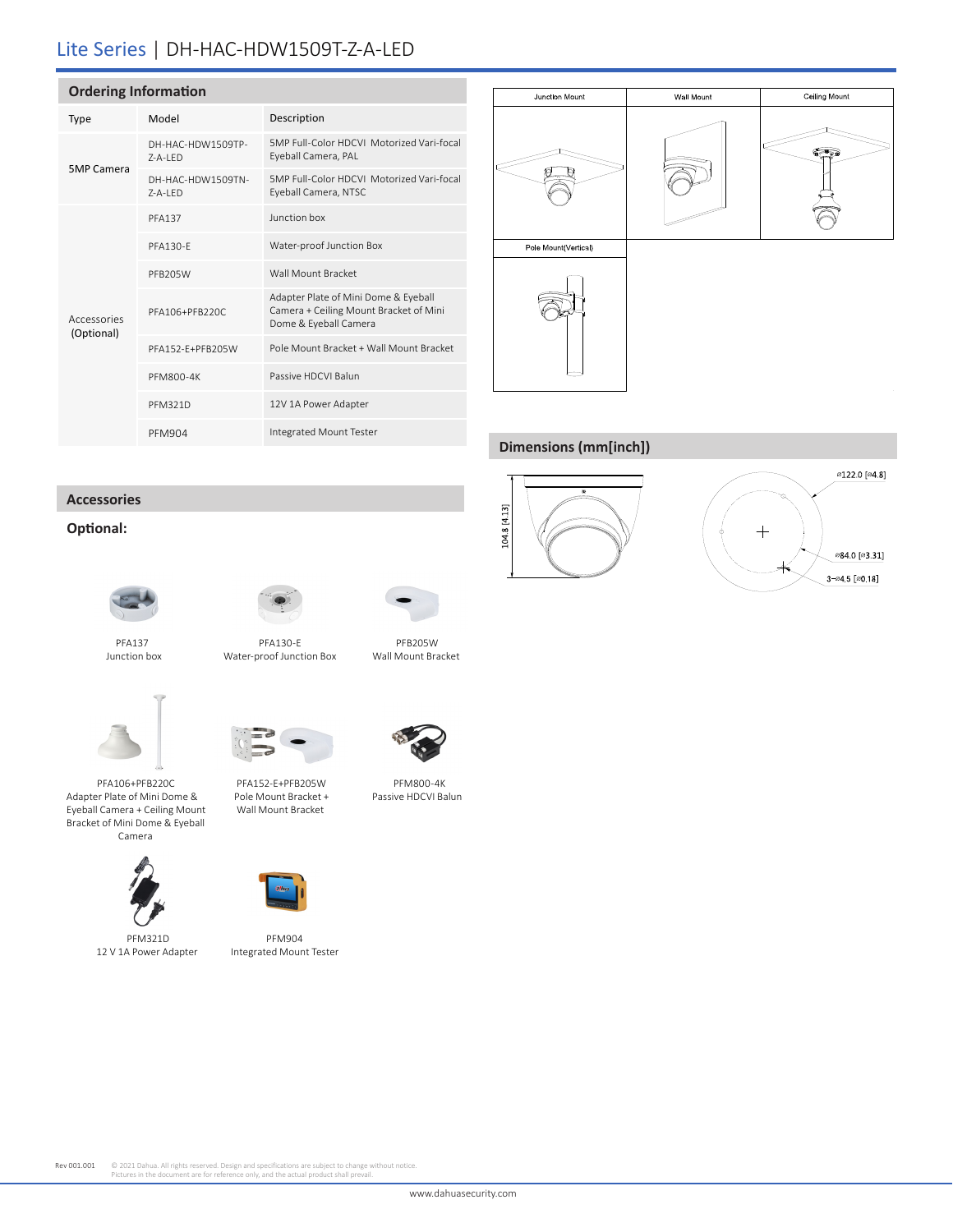# Lite Series | DH-HAC-HDW1509T-Z-A-LED

## Ordering Information

| Type | Model | Description |
|---|---|---|
| 5MP Camera | DH-HAC-HDW1509TP-Z-A-LED | 5MP Full-Color HDCVI Motorized Vari-focal Eyeball Camera, PAL |
| | DH-HAC-HDW1509TN-Z-A-LED | 5MP Full-Color HDCVI Motorized Vari-focal Eyeball Camera, NTSC |
| Accessories (Optional) | PFA137 | Junction box |
| | PFA130-E | Water-proof Junction Box |
| | PFB205W | Wall Mount Bracket |
| | PFA106+PFB220C | Adapter Plate of Mini Dome & Eyeball Camera + Ceiling Mount Bracket of Mini Dome & Eyeball Camera |
| | PFA152-E+PFB205W | Pole Mount Bracket + Wall Mount Bracket |
| | PFM800-4K | Passive HDCVI Balun |
| | PFM321D | 12V 1A Power Adapter |
| | PFM904 | Integrated Mount Tester |

Junction Mount

Wall Mount

Ceiling Mount

Pole Mount(Vertical)

## Dimensions (mm[inch])

104.8 [4.13]

ø122.0 [ø4.8]

ø84.0 [ø3.31]

3–ø4.5 [ø0.18]

## Accessories

### Optional:

PFA137
Junction box

PFA130-E
Water-proof Junction Box

PFB205W
Wall Mount Bracket

PFA106+PFB220C
Adapter Plate of Mini Dome & Eyeball Camera + Ceiling Mount Bracket of Mini Dome & Eyeball Camera

PFA152-E+PFB205W
Pole Mount Bracket + Wall Mount Bracket

PFM800-4K
Passive HDCVI Balun

PFM321D
12 V 1A Power Adapter

PFM904
Integrated Mount Tester

Rev 001.001 © 2021 Dahua. All rights reserved. Design and specifications are subject to change without notice.
Pictures in the document are for reference only, and the actual product shall prevail.

www.dahuasecurity.com